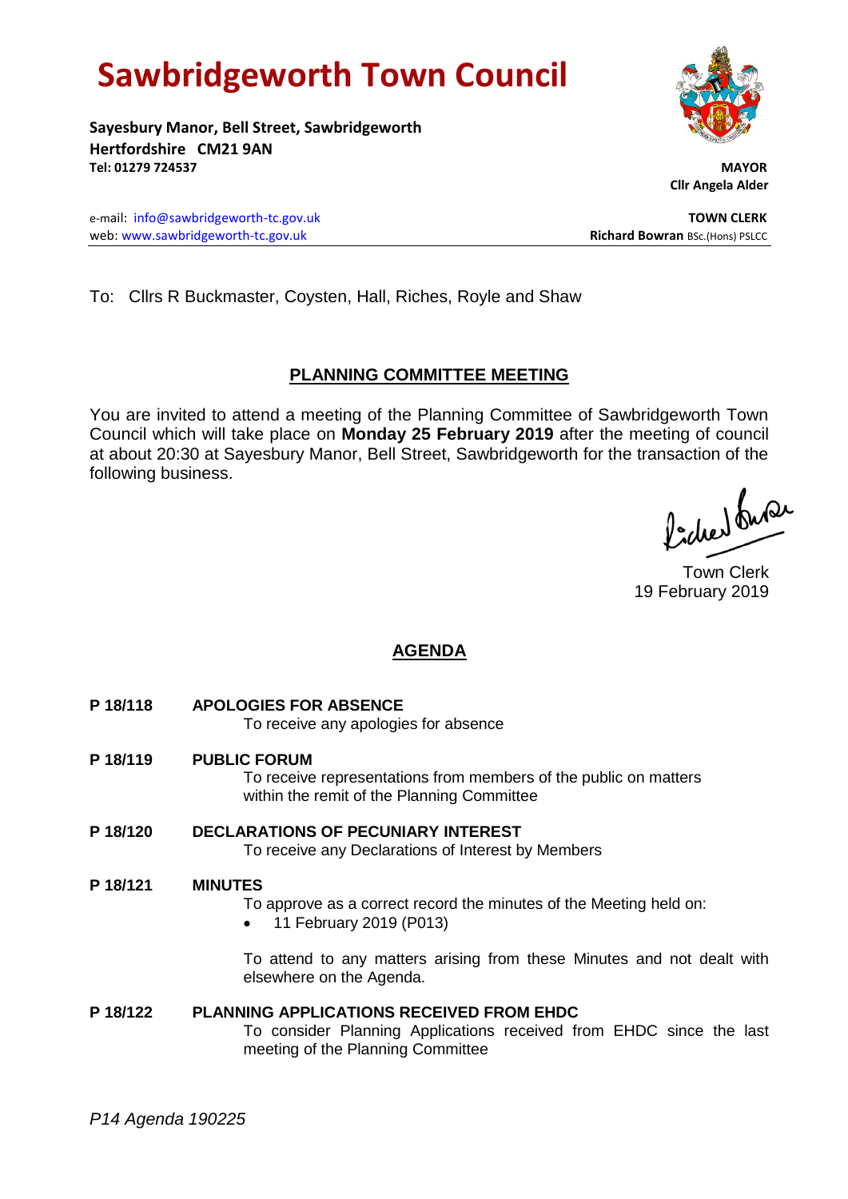# Sawbridgeworth Town Council

**Sayesbury Manor, Bell Street, Sawbridgeworth**
**Hertfordshire CM21 9AN**
**Tel: 01279 724537**

**MAYOR**
**Cllr Angela Alder**

e-mail: info@sawbridgeworth-tc.gov.uk
web: www.sawbridgeworth-tc.gov.uk

**TOWN CLERK**
**Richard Bowran** BSc.(Hons) PSLCC

To: Cllrs R Buckmaster, Coysten, Hall, Riches, Royle and Shaw

## PLANNING COMMITTEE MEETING

You are invited to attend a meeting of the Planning Committee of Sawbridgeworth Town Council which will take place on **Monday 25 February 2019** after the meeting of council at about 20:30 at Sayesbury Manor, Bell Street, Sawbridgeworth for the transaction of the following business.

Town Clerk
19 February 2019

## AGENDA

**P 18/118 APOLOGIES FOR ABSENCE**
To receive any apologies for absence

**P 18/119 PUBLIC FORUM**
To receive representations from members of the public on matters within the remit of the Planning Committee

**P 18/120 DECLARATIONS OF PECUNIARY INTEREST**
To receive any Declarations of Interest by Members

**P 18/121 MINUTES**
To approve as a correct record the minutes of the Meeting held on:

- 11 February 2019 (P013)

To attend to any matters arising from these Minutes and not dealt with elsewhere on the Agenda.

**P 18/122 PLANNING APPLICATIONS RECEIVED FROM EHDC**
To consider Planning Applications received from EHDC since the last meeting of the Planning Committee

*P14 Agenda 190225*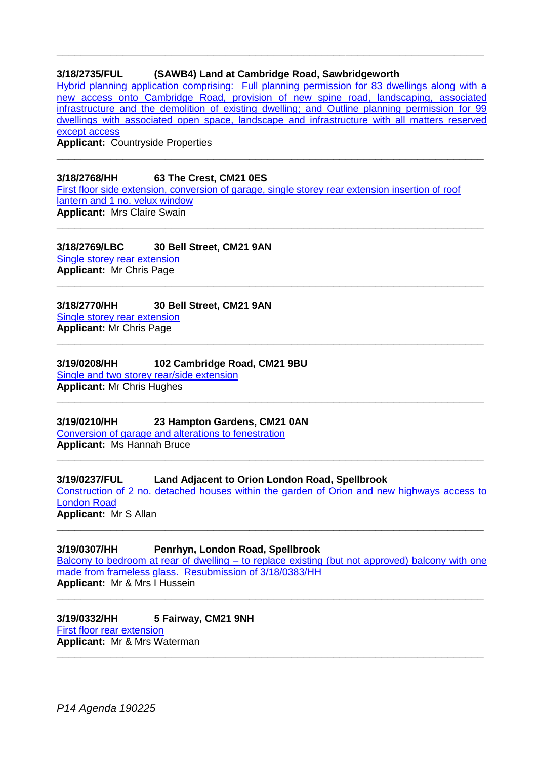---

**3/18/2735/FUL (SAWB4) Land at Cambridge Road, Sawbridgeworth**

Hybrid planning application comprising: Full planning permission for 83 dwellings along with a new access onto Cambridge Road, provision of new spine road, landscaping, associated infrastructure and the demolition of existing dwelling; and Outline planning permission for 99 dwellings with associated open space, landscape and infrastructure with all matters reserved except access

**Applicant:** Countryside Properties

---

**3/18/2768/HH 63 The Crest, CM21 0ES**

First floor side extension, conversion of garage, single storey rear extension insertion of roof lantern and 1 no. velux window

**Applicant:** Mrs Claire Swain

---

**3/18/2769/LBC 30 Bell Street, CM21 9AN**

Single storey rear extension

**Applicant:** Mr Chris Page

---

**3/18/2770/HH 30 Bell Street, CM21 9AN**

Single storey rear extension

**Applicant:** Mr Chris Page

---

**3/19/0208/HH 102 Cambridge Road, CM21 9BU**

Single and two storey rear/side extension

**Applicant:** Mr Chris Hughes

---

**3/19/0210/HH 23 Hampton Gardens, CM21 0AN**

Conversion of garage and alterations to fenestration

**Applicant:** Ms Hannah Bruce

---

**3/19/0237/FUL Land Adjacent to Orion London Road, Spellbrook**

Construction of 2 no. detached houses within the garden of Orion and new highways access to London Road

**Applicant:** Mr S Allan

---

**3/19/0307/HH Penrhyn, London Road, Spellbrook**

Balcony to bedroom at rear of dwelling – to replace existing (but not approved) balcony with one made from frameless glass. Resubmission of 3/18/0383/HH

**Applicant:** Mr & Mrs I Hussein

---

**3/19/0332/HH 5 Fairway, CM21 9NH**

First floor rear extension

**Applicant:** Mr & Mrs Waterman

---

*P14 Agenda 190225*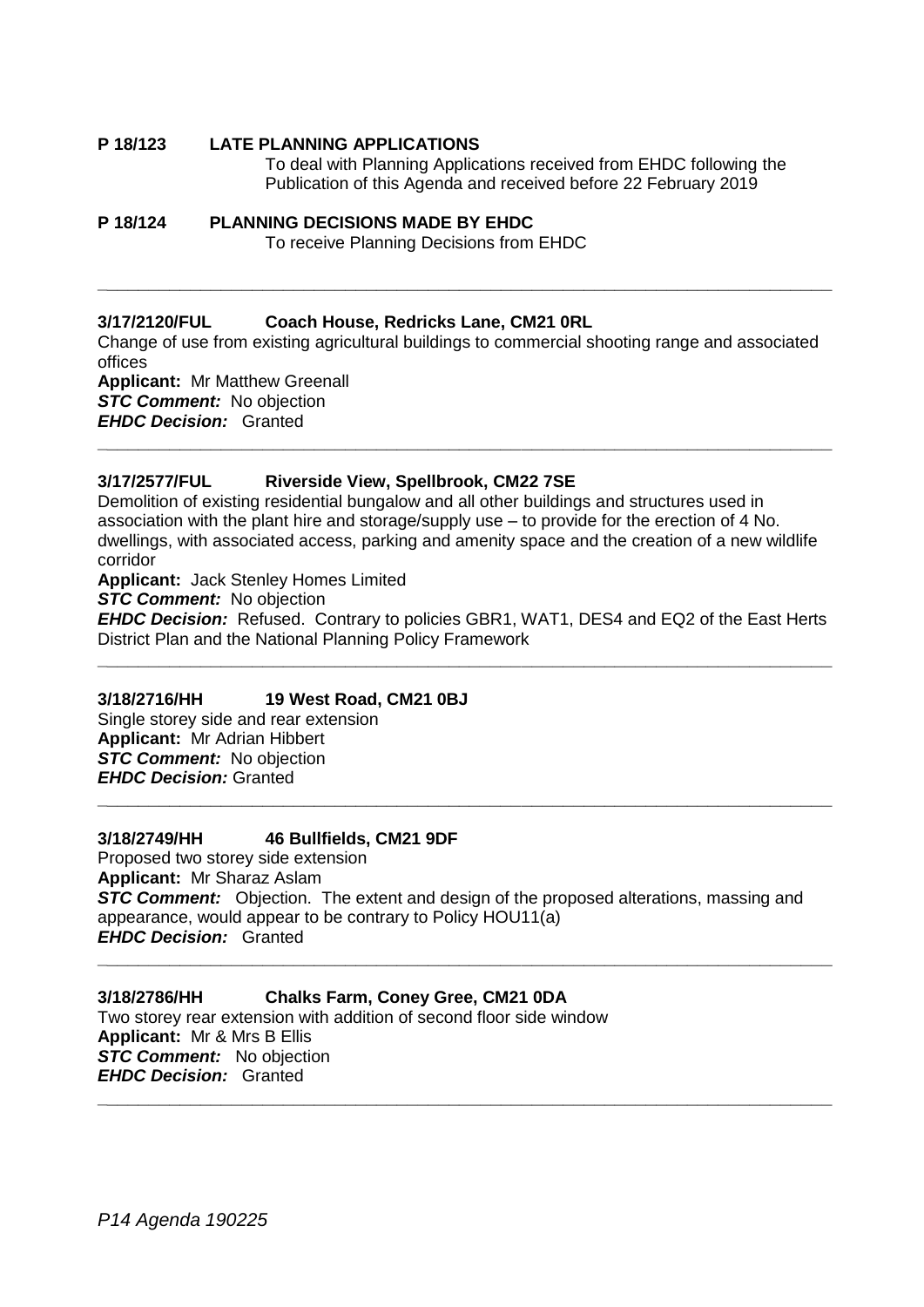**P 18/123 LATE PLANNING APPLICATIONS**

To deal with Planning Applications received from EHDC following the Publication of this Agenda and received before 22 February 2019

**P 18/124 PLANNING DECISIONS MADE BY EHDC**

To receive Planning Decisions from EHDC

---

**3/17/2120/FUL Coach House, Redricks Lane, CM21 0RL**

Change of use from existing agricultural buildings to commercial shooting range and associated offices

**Applicant:** Mr Matthew Greenall
***STC Comment:*** No objection
***EHDC Decision:*** Granted

---

**3/17/2577/FUL Riverside View, Spellbrook, CM22 7SE**

Demolition of existing residential bungalow and all other buildings and structures used in association with the plant hire and storage/supply use – to provide for the erection of 4 No. dwellings, with associated access, parking and amenity space and the creation of a new wildlife corridor

**Applicant:** Jack Stenley Homes Limited
***STC Comment:*** No objection
***EHDC Decision:*** Refused. Contrary to policies GBR1, WAT1, DES4 and EQ2 of the East Herts District Plan and the National Planning Policy Framework

---

**3/18/2716/HH 19 West Road, CM21 0BJ**

Single storey side and rear extension

**Applicant:** Mr Adrian Hibbert
***STC Comment:*** No objection
***EHDC Decision:*** Granted

---

**3/18/2749/HH 46 Bullfields, CM21 9DF**

Proposed two storey side extension

**Applicant:** Mr Sharaz Aslam
***STC Comment:*** Objection. The extent and design of the proposed alterations, massing and appearance, would appear to be contrary to Policy HOU11(a)
***EHDC Decision:*** Granted

---

**3/18/2786/HH Chalks Farm, Coney Gree, CM21 0DA**

Two storey rear extension with addition of second floor side window

**Applicant:** Mr & Mrs B Ellis
***STC Comment:*** No objection
***EHDC Decision:*** Granted

---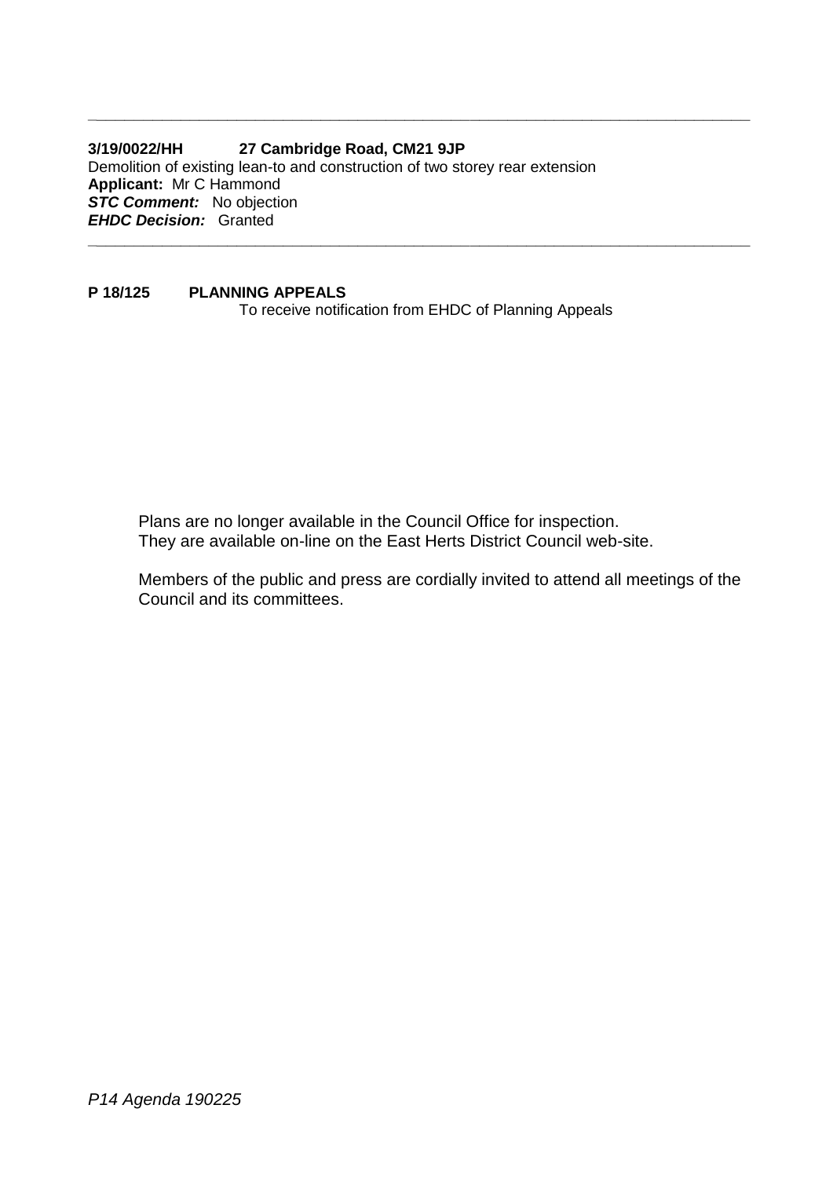---

**3/19/0022/HH 27 Cambridge Road, CM21 9JP**
Demolition of existing lean-to and construction of two storey rear extension
**Applicant:** Mr C Hammond
***STC Comment:*** No objection
***EHDC Decision:*** Granted

---

**P 18/125 PLANNING APPEALS**
To receive notification from EHDC of Planning Appeals

Plans are no longer available in the Council Office for inspection.
They are available on-line on the East Herts District Council web-site.

Members of the public and press are cordially invited to attend all meetings of the Council and its committees.